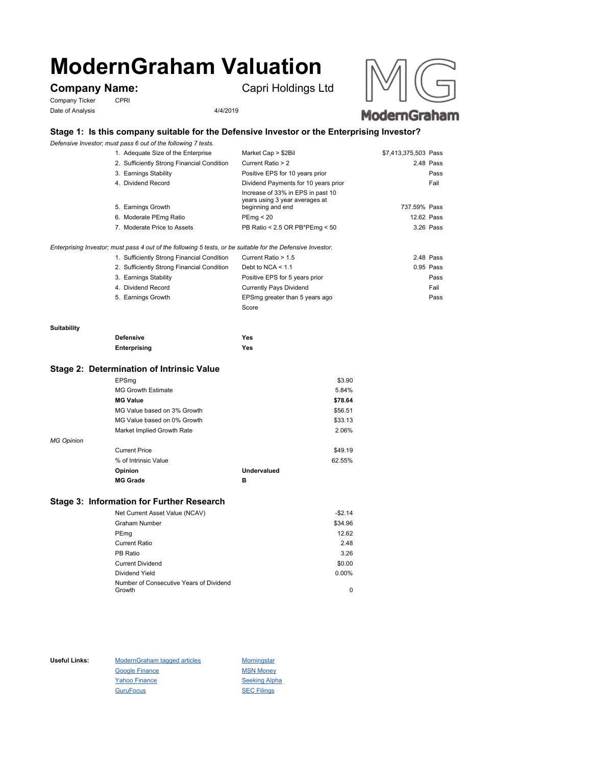# ModernGraham Valuation

**Company Name:** Capri Holdings Ltd

Company Ticker: CPRI

Date of Analysis: 4/4/2019

## Stage 1: Is this company suitable for the Defensive Investor or the Enterprising Investor?

*Defensive Investor; must pass 6 out of the following 7 tests.*

| Test | Criterion | Value | Result |
|---|---|---|---|
| 1. Adequate Size of the Enterprise | Market Cap > $2Bil | $7,413,375,503 | Pass |
| 2. Sufficiently Strong Financial Condition | Current Ratio > 2 | 2.48 | Pass |
| 3. Earnings Stability | Positive EPS for 10 years prior | | Pass |
| 4. Dividend Record | Dividend Payments for 10 years prior | | Fail |
| 5. Earnings Growth | Increase of 33% in EPS in past 10 years using 3 year averages at beginning and end | 737.59% | Pass |
| 6. Moderate PEmg Ratio | PEmg < 20 | 12.62 | Pass |
| 7. Moderate Price to Assets | PB Ratio < 2.5 OR PB*PEmg < 50 | 3.26 | Pass |

*Enterprising Investor; must pass 4 out of the following 5 tests, or be suitable for the Defensive Investor.*

| Test | Criterion | Value | Result |
|---|---|---|---|
| 1. Sufficiently Strong Financial Condition | Current Ratio > 1.5 | 2.48 | Pass |
| 2. Sufficiently Strong Financial Condition | Debt to NCA < 1.1 | 0.95 | Pass |
| 3. Earnings Stability | Positive EPS for 5 years prior | | Pass |
| 4. Dividend Record | Currently Pays Dividend | | Fail |
| 5. Earnings Growth | EPSmg greater than 5 years ago | | Pass |
| | Score | | |

**Suitability**

| | |
|---|---|
| **Defensive** | **Yes** |
| **Enterprising** | **Yes** |

## Stage 2: Determination of Intrinsic Value

| | |
|---|---|
| EPSmg | $3.90 |
| MG Growth Estimate | 5.84% |
| **MG Value** | **$78.64** |
| MG Value based on 3% Growth | $56.51 |
| MG Value based on 0% Growth | $33.13 |
| Market Implied Growth Rate | 2.06% |

*MG Opinion*

| | |
|---|---|
| Current Price | $49.19 |
| % of Intrinsic Value | 62.55% |
| **Opinion** | **Undervalued** |
| **MG Grade** | **B** |

## Stage 3: Information for Further Research

| | |
|---|---|
| Net Current Asset Value (NCAV) | -$2.14 |
| Graham Number | $34.96 |
| PEmg | 12.62 |
| Current Ratio | 2.48 |
| PB Ratio | 3.26 |
| Current Dividend | $0.00 |
| Dividend Yield | 0.00% |
| Number of Consecutive Years of Dividend Growth | 0 |

**Useful Links:**

- ModernGraham tagged articles
- Google Finance
- Yahoo Finance
- GuruFocus
- Morningstar
- MSN Money
- Seeking Alpha
- SEC Filings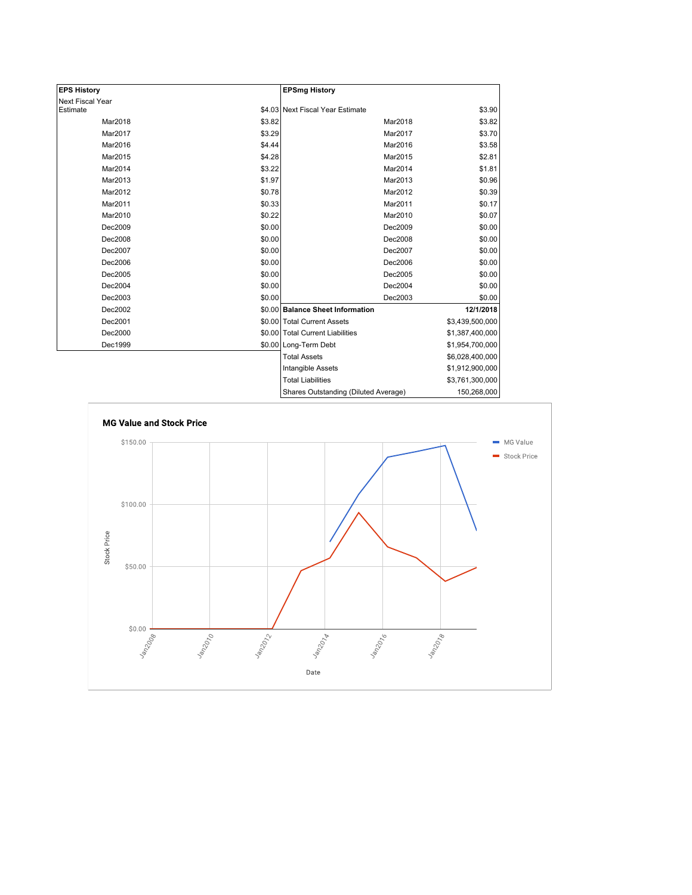| EPS History | |
|---|---|
| Next Fiscal Year Estimate | $4.03 |
| Mar2018 | $3.82 |
| Mar2017 | $3.29 |
| Mar2016 | $4.44 |
| Mar2015 | $4.28 |
| Mar2014 | $3.22 |
| Mar2013 | $1.97 |
| Mar2012 | $0.78 |
| Mar2011 | $0.33 |
| Mar2010 | $0.22 |
| Dec2009 | $0.00 |
| Dec2008 | $0.00 |
| Dec2007 | $0.00 |
| Dec2006 | $0.00 |
| Dec2005 | $0.00 |
| Dec2004 | $0.00 |
| Dec2003 | $0.00 |
| Dec2002 | $0.00 |
| Dec2001 | $0.00 |
| Dec2000 | $0.00 |
| Dec1999 | $0.00 |

| EPSmg History | |
|---|---|
| Next Fiscal Year Estimate | $3.90 |
| Mar2018 | $3.82 |
| Mar2017 | $3.70 |
| Mar2016 | $3.58 |
| Mar2015 | $2.81 |
| Mar2014 | $1.81 |
| Mar2013 | $0.96 |
| Mar2012 | $0.39 |
| Mar2011 | $0.17 |
| Mar2010 | $0.07 |
| Dec2009 | $0.00 |
| Dec2008 | $0.00 |
| Dec2007 | $0.00 |
| Dec2006 | $0.00 |
| Dec2005 | $0.00 |
| Dec2004 | $0.00 |
| Dec2003 | $0.00 |

| Balance Sheet Information | 12/1/2018 |
|---|---|
| Total Current Assets | $3,439,500,000 |
| Total Current Liabilities | $1,387,400,000 |
| Long-Term Debt | $1,954,700,000 |
| Total Assets | $6,028,400,000 |
| Intangible Assets | $1,912,900,000 |
| Total Liabilities | $3,761,300,000 |
| Shares Outstanding (Diluted Average) | 150,268,000 |

**MG Value and Stock Price**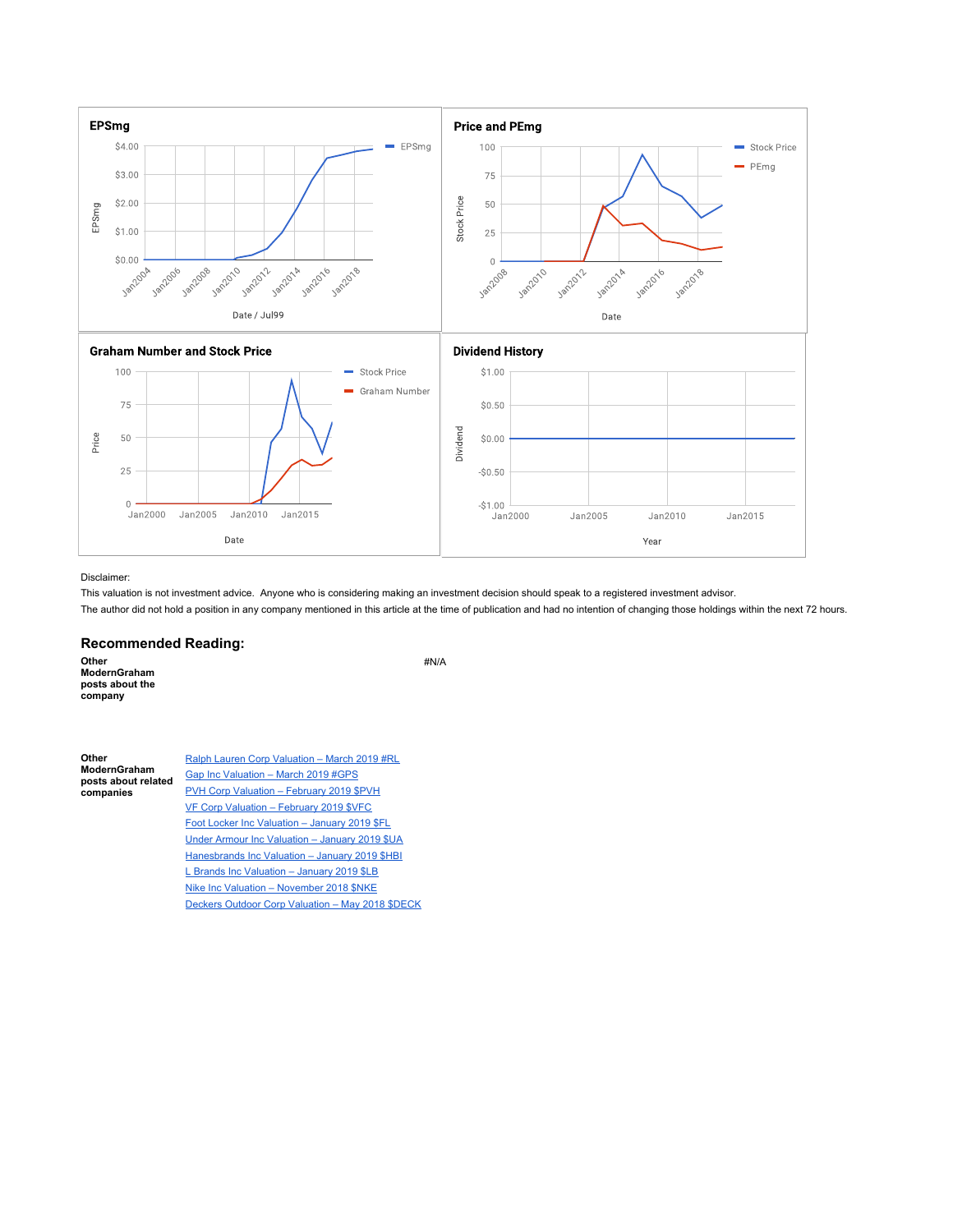**EPSmg**

$4.00
$3.00
$2.00
$1.00
$0.00

EPSmg

Jan2004 Jan2006 Jan2008 Jan2010 Jan2012 Jan2014 Jan2016 Jan2018

Date / Jul99

**Price and PEmg**

100
75
50
25
0

Stock Price

Stock Price
PEmg

Jan2008 Jan2010 Jan2012 Jan2014 Jan2016 Jan2018

Date

**Graham Number and Stock Price**

100
75
50
25
0

Price

Stock Price
Graham Number

Jan2000 Jan2005 Jan2010 Jan2015

Date

**Dividend History**

$1.00
$0.50
$0.00
-$0.50
-$1.00

Dividend

Jan2000 Jan2005 Jan2010 Jan2015

Year

Disclaimer:

This valuation is not investment advice. Anyone who is considering making an investment decision should speak to a registered investment advisor.

The author did not hold a position in any company mentioned in this article at the time of publication and had no intention of changing those holdings within the next 72 hours.

## Recommended Reading:

| | |
|---|---|
| **Other ModernGraham posts about the company** | #N/A |
| **Other ModernGraham posts about related companies** | Ralph Lauren Corp Valuation – March 2019 #RL<br>Gap Inc Valuation – March 2019 #GPS<br>PVH Corp Valuation – February 2019 $PVH<br>VF Corp Valuation – February 2019 $VFC<br>Foot Locker Inc Valuation – January 2019 $FL<br>Under Armour Inc Valuation – January 2019 $UA<br>Hanesbrands Inc Valuation – January 2019 $HBI<br>L Brands Inc Valuation – January 2019 $LB<br>Nike Inc Valuation – November 2018 $NKE<br>Deckers Outdoor Corp Valuation – May 2018 $DECK |